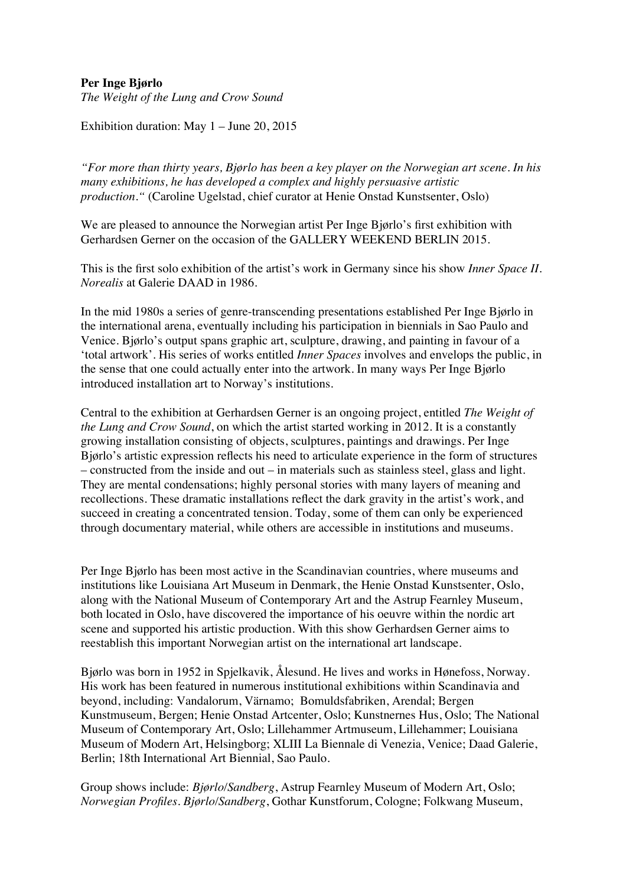**Per Inge Bjørlo**

*The Weight of the Lung and Crow Sound*

Exhibition duration: May 1 – June 20, 2015

*"For more than thirty years, Bjørlo has been a key player on the Norwegian art scene. In his many exhibitions, he has developed a complex and highly persuasive artistic production."* (Caroline Ugelstad, chief curator at Henie Onstad Kunstsenter, Oslo)

We are pleased to announce the Norwegian artist Per Inge Bjørlo's first exhibition with Gerhardsen Gerner on the occasion of the GALLERY WEEKEND BERLIN 2015.

This is the first solo exhibition of the artist's work in Germany since his show *Inner Space II. Norealis* at Galerie DAAD in 1986.

In the mid 1980s a series of genre-transcending presentations established Per Inge Bjørlo in the international arena, eventually including his participation in biennials in Sao Paulo and Venice. Bjørlo's output spans graphic art, sculpture, drawing, and painting in favour of a 'total artwork'. His series of works entitled *Inner Spaces* involves and envelops the public, in the sense that one could actually enter into the artwork. In many ways Per Inge Bjørlo introduced installation art to Norway's institutions.

Central to the exhibition at Gerhardsen Gerner is an ongoing project, entitled *The Weight of the Lung and Crow Sound*, on which the artist started working in 2012. It is a constantly growing installation consisting of objects, sculptures, paintings and drawings. Per Inge Bjørlo's artistic expression reflects his need to articulate experience in the form of structures – constructed from the inside and out – in materials such as stainless steel, glass and light. They are mental condensations; highly personal stories with many layers of meaning and recollections. These dramatic installations reflect the dark gravity in the artist's work, and succeed in creating a concentrated tension. Today, some of them can only be experienced through documentary material, while others are accessible in institutions and museums.

Per Inge Bjørlo has been most active in the Scandinavian countries, where museums and institutions like Louisiana Art Museum in Denmark, the Henie Onstad Kunstsenter, Oslo, along with the National Museum of Contemporary Art and the Astrup Fearnley Museum, both located in Oslo, have discovered the importance of his oeuvre within the nordic art scene and supported his artistic production. With this show Gerhardsen Gerner aims to reestablish this important Norwegian artist on the international art landscape.

Bjørlo was born in 1952 in Spjelkavik, Ålesund. He lives and works in Hønefoss, Norway. His work has been featured in numerous institutional exhibitions within Scandinavia and beyond, including: Vandalorum, Värnamo; Bomuldsfabriken, Arendal; Bergen Kunstmuseum, Bergen; Henie Onstad Artcenter, Oslo; Kunstnernes Hus, Oslo; The National Museum of Contemporary Art, Oslo; Lillehammer Artmuseum, Lillehammer; Louisiana Museum of Modern Art, Helsingborg; XLIII La Biennale di Venezia, Venice; Daad Galerie, Berlin; 18th International Art Biennial, Sao Paulo.

Group shows include: *Bjørlo/Sandberg*, Astrup Fearnley Museum of Modern Art, Oslo; *Norwegian Profiles. Bjørlo/Sandberg*, Gothar Kunstforum, Cologne; Folkwang Museum,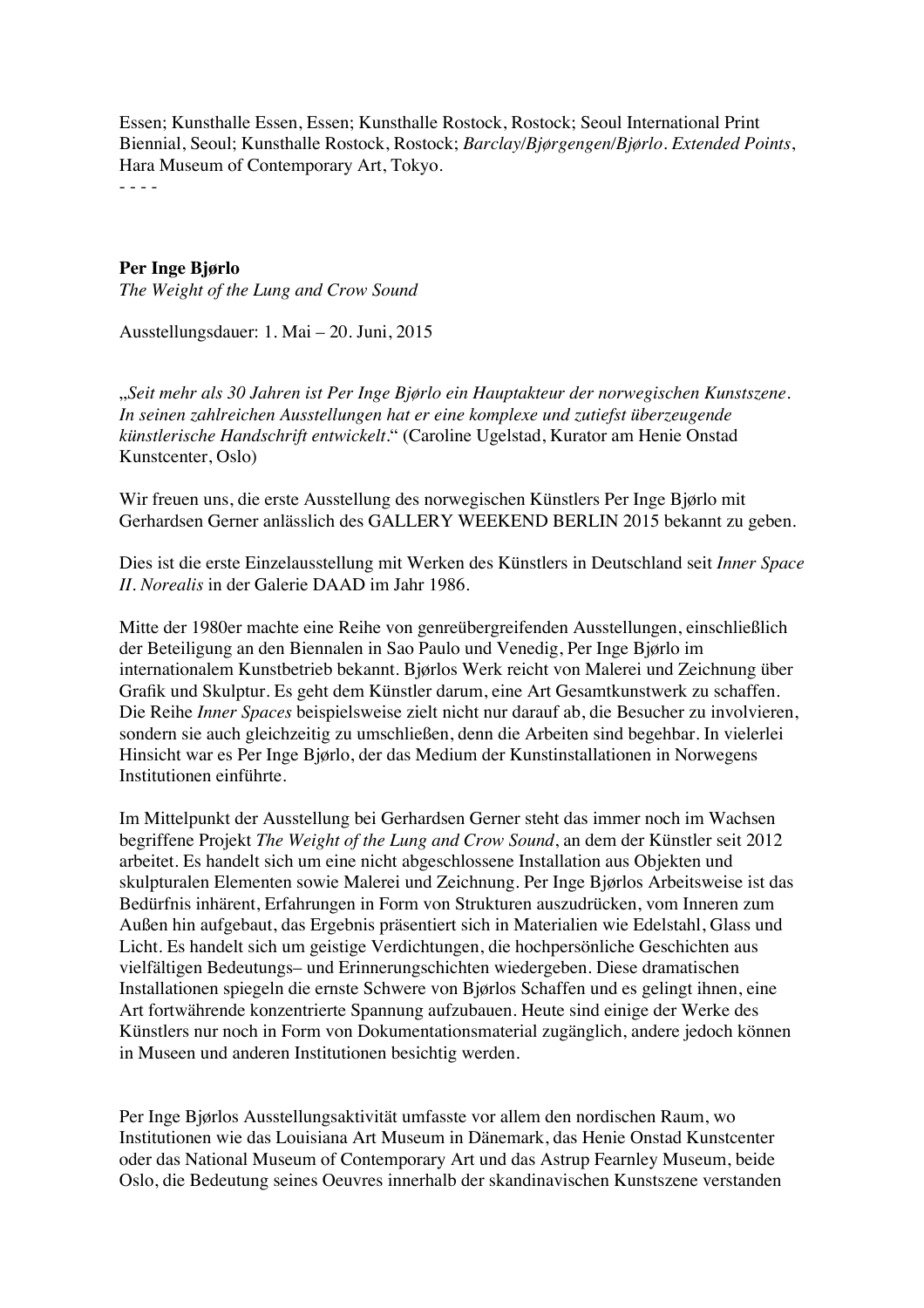Essen; Kunsthalle Essen, Essen; Kunsthalle Rostock, Rostock; Seoul International Print Biennial, Seoul; Kunsthalle Rostock, Rostock; *Barclay/Bjørgengen/Bjørlo. Extended Points*, Hara Museum of Contemporary Art, Tokyo.

- - - -

**Per Inge Bjørlo**

*The Weight of the Lung and Crow Sound*

Ausstellungsdauer: 1. Mai – 20. Juni, 2015

„*Seit mehr als 30 Jahren ist Per Inge Bjørlo ein Hauptakteur der norwegischen Kunstszene. In seinen zahlreichen Ausstellungen hat er eine komplexe und zutiefst überzeugende künstlerische Handschrift entwickelt*." (Caroline Ugelstad, Kurator am Henie Onstad Kunstcenter, Oslo)

Wir freuen uns, die erste Ausstellung des norwegischen Künstlers Per Inge Bjørlo mit Gerhardsen Gerner anlässlich des GALLERY WEEKEND BERLIN 2015 bekannt zu geben.

Dies ist die erste Einzelausstellung mit Werken des Künstlers in Deutschland seit *Inner Space II. Norealis* in der Galerie DAAD im Jahr 1986.

Mitte der 1980er machte eine Reihe von genreübergreifenden Ausstellungen, einschließlich der Beteiligung an den Biennalen in Sao Paulo und Venedig, Per Inge Bjørlo im internationalem Kunstbetrieb bekannt. Bjørlos Werk reicht von Malerei und Zeichnung über Grafik und Skulptur. Es geht dem Künstler darum, eine Art Gesamtkunstwerk zu schaffen. Die Reihe *Inner Spaces* beispielsweise zielt nicht nur darauf ab, die Besucher zu involvieren, sondern sie auch gleichzeitig zu umschließen, denn die Arbeiten sind begehbar. In vielerlei Hinsicht war es Per Inge Bjørlo, der das Medium der Kunstinstallationen in Norwegens Institutionen einführte.

Im Mittelpunkt der Ausstellung bei Gerhardsen Gerner steht das immer noch im Wachsen begriffene Projekt *The Weight of the Lung and Crow Sound*, an dem der Künstler seit 2012 arbeitet. Es handelt sich um eine nicht abgeschlossene Installation aus Objekten und skulpturalen Elementen sowie Malerei und Zeichnung. Per Inge Bjørlos Arbeitsweise ist das Bedürfnis inhärent, Erfahrungen in Form von Strukturen auszudrücken, vom Inneren zum Außen hin aufgebaut, das Ergebnis präsentiert sich in Materialien wie Edelstahl, Glass und Licht. Es handelt sich um geistige Verdichtungen, die hochpersönliche Geschichten aus vielfältigen Bedeutungs– und Erinnerungschichten wiedergeben. Diese dramatischen Installationen spiegeln die ernste Schwere von Bjørlos Schaffen und es gelingt ihnen, eine Art fortwährende konzentrierte Spannung aufzubauen. Heute sind einige der Werke des Künstlers nur noch in Form von Dokumentationsmaterial zugänglich, andere jedoch können in Museen und anderen Institutionen besichtig werden.

Per Inge Bjørlos Ausstellungsaktivität umfasste vor allem den nordischen Raum, wo Institutionen wie das Louisiana Art Museum in Dänemark, das Henie Onstad Kunstcenter oder das National Museum of Contemporary Art und das Astrup Fearnley Museum, beide Oslo, die Bedeutung seines Oeuvres innerhalb der skandinavischen Kunstszene verstanden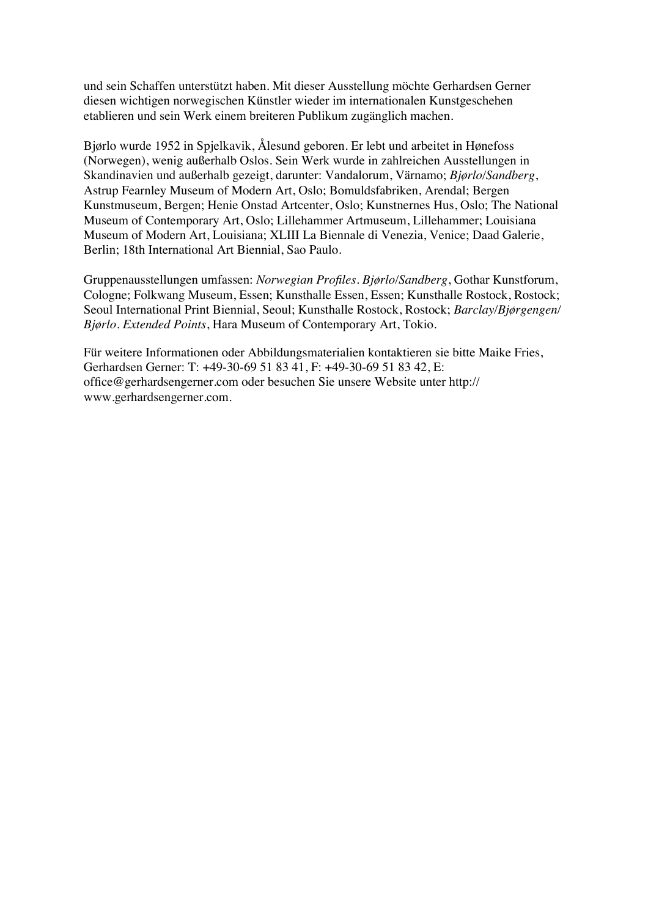und sein Schaffen unterstützt haben. Mit dieser Ausstellung möchte Gerhardsen Gerner diesen wichtigen norwegischen Künstler wieder im internationalen Kunstgeschehen etablieren und sein Werk einem breiteren Publikum zugänglich machen.

Bjørlo wurde 1952 in Spjelkavik, Ålesund geboren. Er lebt und arbeitet in Hønefoss (Norwegen), wenig außerhalb Oslos. Sein Werk wurde in zahlreichen Ausstellungen in Skandinavien und außerhalb gezeigt, darunter: Vandalorum, Värnamo; *Bjørlo/Sandberg*, Astrup Fearnley Museum of Modern Art, Oslo; Bomuldsfabriken, Arendal; Bergen Kunstmuseum, Bergen; Henie Onstad Artcenter, Oslo; Kunstnernes Hus, Oslo; The National Museum of Contemporary Art, Oslo; Lillehammer Artmuseum, Lillehammer; Louisiana Museum of Modern Art, Louisiana; XLIII La Biennale di Venezia, Venice; Daad Galerie, Berlin; 18th International Art Biennial, Sao Paulo.

Gruppenausstellungen umfassen: *Norwegian Profiles. Bjørlo/Sandberg*, Gothar Kunstforum, Cologne; Folkwang Museum, Essen; Kunsthalle Essen, Essen; Kunsthalle Rostock, Rostock; Seoul International Print Biennial, Seoul; Kunsthalle Rostock, Rostock; *Barclay/Bjørgengen/ Bjørlo. Extended Points*, Hara Museum of Contemporary Art, Tokio.

Für weitere Informationen oder Abbildungsmaterialien kontaktieren sie bitte Maike Fries, Gerhardsen Gerner: T: +49-30-69 51 83 41, F: +49-30-69 51 83 42, E: office@gerhardsengerner.com oder besuchen Sie unsere Website unter http:// www.gerhardsengerner.com.